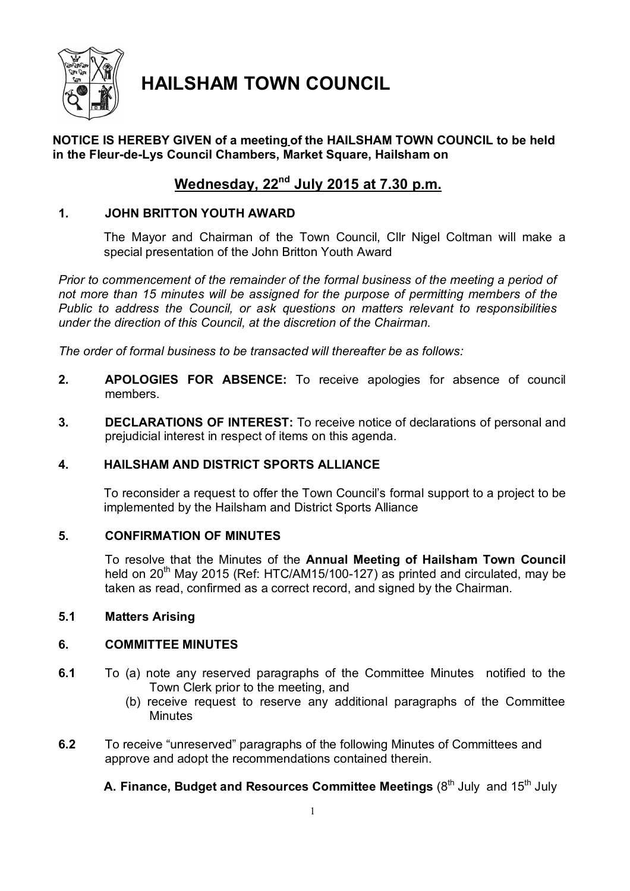# HAILSHAM TOWN COUNCIL

**NOTICE IS HEREBY GIVEN of a meeting of the HAILSHAM TOWN COUNCIL to be held in the Fleur-de-Lys Council Chambers, Market Square, Hailsham on**

## Wednesday, 22nd July 2015 at 7.30 p.m.

**1. JOHN BRITTON YOUTH AWARD**

The Mayor and Chairman of the Town Council, Cllr Nigel Coltman will make a special presentation of the John Britton Youth Award

*Prior to commencement of the remainder of the formal business of the meeting a period of not more than 15 minutes will be assigned for the purpose of permitting members of the Public to address the Council, or ask questions on matters relevant to responsibilities under the direction of this Council, at the discretion of the Chairman.*

*The order of formal business to be transacted will thereafter be as follows:*

**2. APOLOGIES FOR ABSENCE:** To receive apologies for absence of council members.

**3. DECLARATIONS OF INTEREST:** To receive notice of declarations of personal and prejudicial interest in respect of items on this agenda.

**4. HAILSHAM AND DISTRICT SPORTS ALLIANCE**

To reconsider a request to offer the Town Council's formal support to a project to be implemented by the Hailsham and District Sports Alliance

**5. CONFIRMATION OF MINUTES**

To resolve that the Minutes of the **Annual Meeting of Hailsham Town Council** held on 20th May 2015 (Ref: HTC/AM15/100-127) as printed and circulated, may be taken as read, confirmed as a correct record, and signed by the Chairman.

**5.1 Matters Arising**

**6. COMMITTEE MINUTES**

**6.1** To (a) note any reserved paragraphs of the Committee Minutes notified to the Town Clerk prior to the meeting, and

(b) receive request to reserve any additional paragraphs of the Committee Minutes

**6.2** To receive "unreserved" paragraphs of the following Minutes of Committees and approve and adopt the recommendations contained therein.

**A. Finance, Budget and Resources Committee Meetings** (8th July and 15th July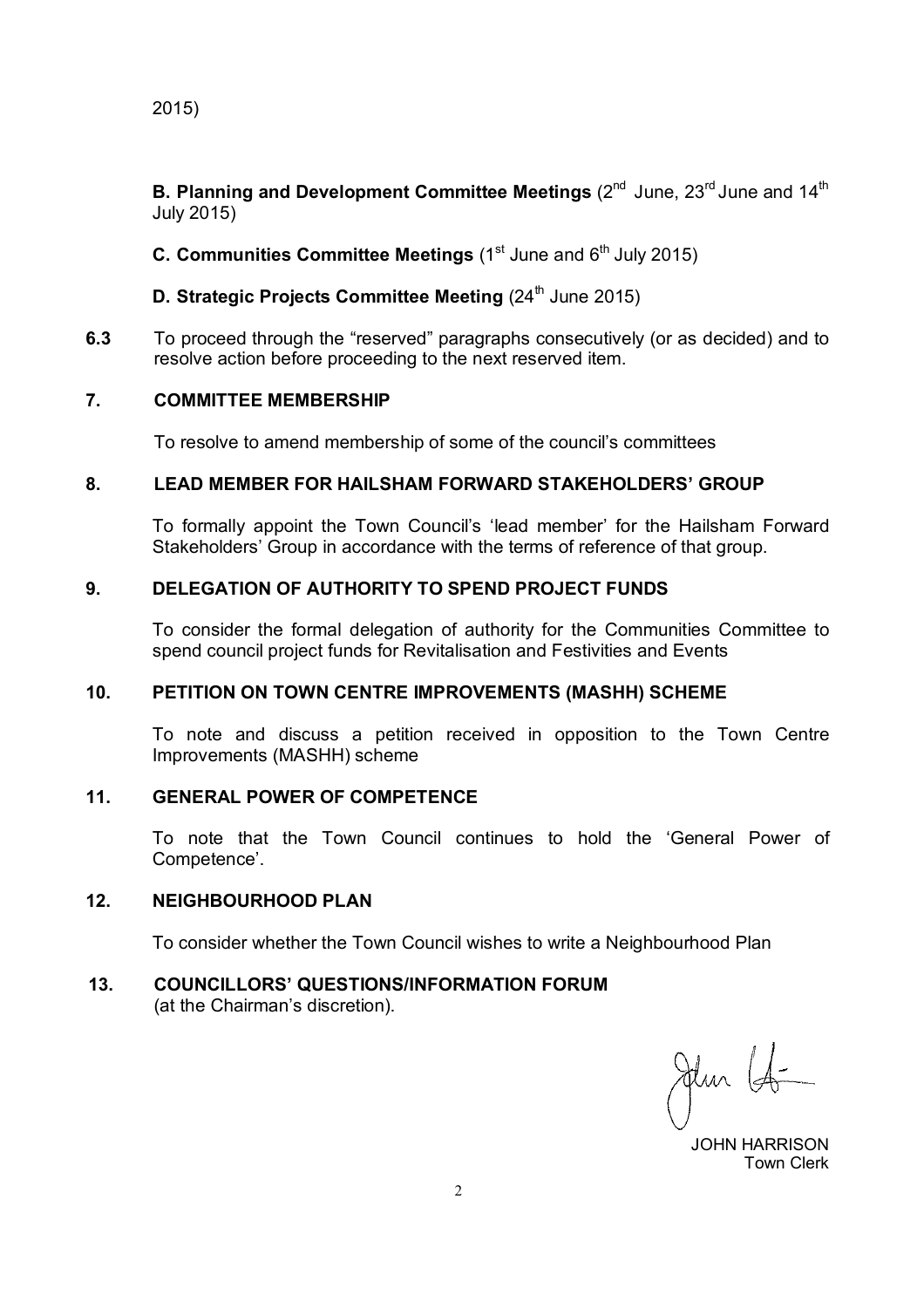2015)

**B. Planning and Development Committee Meetings** (2nd June, 23rd June and 14th July 2015)

**C. Communities Committee Meetings** (1st June and 6th July 2015)

**D. Strategic Projects Committee Meeting** (24th June 2015)

**6.3** To proceed through the "reserved" paragraphs consecutively (or as decided) and to resolve action before proceeding to the next reserved item.

**7. COMMITTEE MEMBERSHIP**

To resolve to amend membership of some of the council's committees

**8. LEAD MEMBER FOR HAILSHAM FORWARD STAKEHOLDERS' GROUP**

To formally appoint the Town Council's 'lead member' for the Hailsham Forward Stakeholders' Group in accordance with the terms of reference of that group.

**9. DELEGATION OF AUTHORITY TO SPEND PROJECT FUNDS**

To consider the formal delegation of authority for the Communities Committee to spend council project funds for Revitalisation and Festivities and Events

**10. PETITION ON TOWN CENTRE IMPROVEMENTS (MASHH) SCHEME**

To note and discuss a petition received in opposition to the Town Centre Improvements (MASHH) scheme

**11. GENERAL POWER OF COMPETENCE**

To note that the Town Council continues to hold the 'General Power of Competence'.

**12. NEIGHBOURHOOD PLAN**

To consider whether the Town Council wishes to write a Neighbourhood Plan

**13. COUNCILLORS' QUESTIONS/INFORMATION FORUM**
(at the Chairman's discretion).

JOHN HARRISON
Town Clerk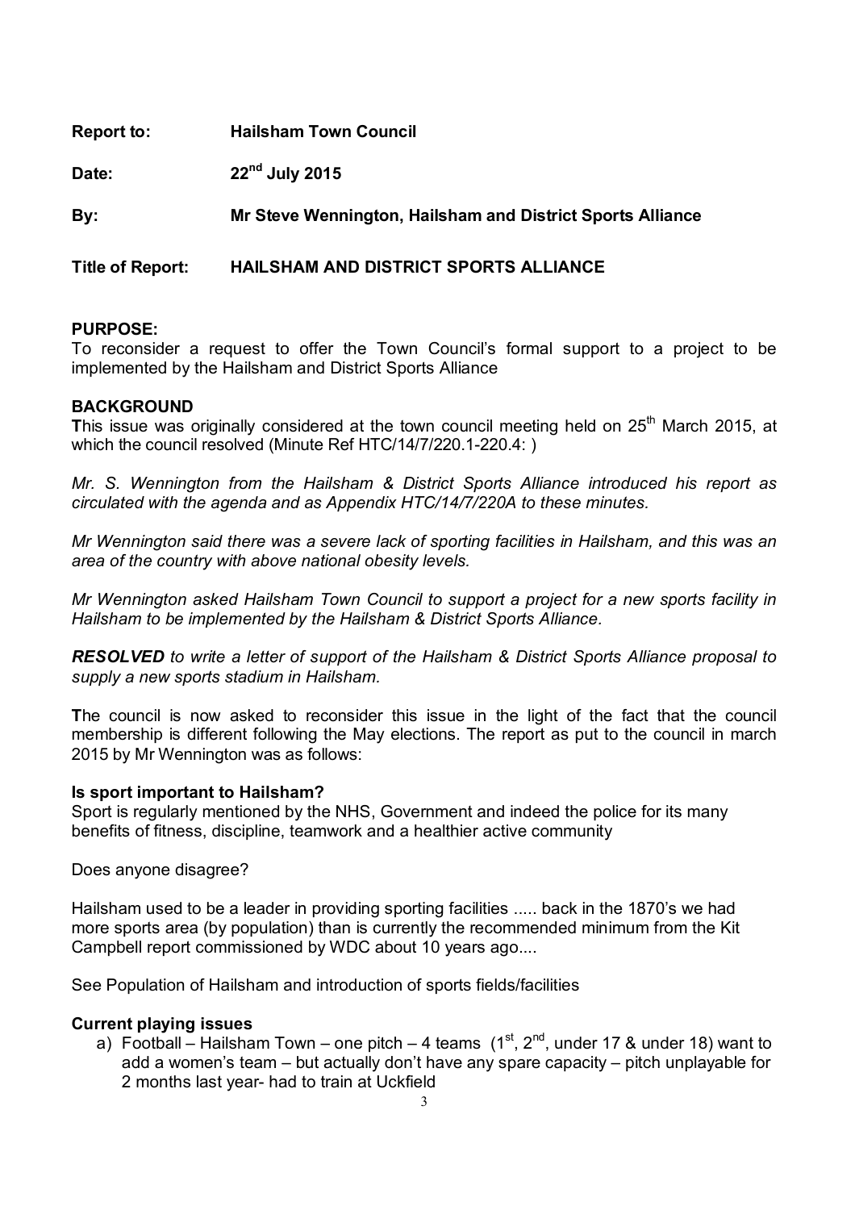**Report to:** **Hailsham Town Council**

**Date:** **22nd July 2015**

**By:** **Mr Steve Wennington, Hailsham and District Sports Alliance**

**Title of Report:** **HAILSHAM AND DISTRICT SPORTS ALLIANCE**

**PURPOSE:**
To reconsider a request to offer the Town Council's formal support to a project to be implemented by the Hailsham and District Sports Alliance

**BACKGROUND**
**T**his issue was originally considered at the town council meeting held on 25th March 2015, at which the council resolved (Minute Ref HTC/14/7/220.1-220.4: )

*Mr. S. Wennington from the Hailsham & District Sports Alliance introduced his report as circulated with the agenda and as Appendix HTC/14/7/220A to these minutes.*

*Mr Wennington said there was a severe lack of sporting facilities in Hailsham, and this was an area of the country with above national obesity levels.*

*Mr Wennington asked Hailsham Town Council to support a project for a new sports facility in Hailsham to be implemented by the Hailsham & District Sports Alliance.*

***RESOLVED** to write a letter of support of the Hailsham & District Sports Alliance proposal to supply a new sports stadium in Hailsham.*

**T**he council is now asked to reconsider this issue in the light of the fact that the council membership is different following the May elections. The report as put to the council in march 2015 by Mr Wennington was as follows:

**Is sport important to Hailsham?**
Sport is regularly mentioned by the NHS, Government and indeed the police for its many benefits of fitness, discipline, teamwork and a healthier active community

Does anyone disagree?

Hailsham used to be a leader in providing sporting facilities ..... back in the 1870's we had more sports area (by population) than is currently the recommended minimum from the Kit Campbell report commissioned by WDC about 10 years ago....

See Population of Hailsham and introduction of sports fields/facilities

**Current playing issues**

a) Football – Hailsham Town – one pitch – 4 teams (1st, 2nd, under 17 & under 18) want to add a women's team – but actually don't have any spare capacity – pitch unplayable for 2 months last year- had to train at Uckfield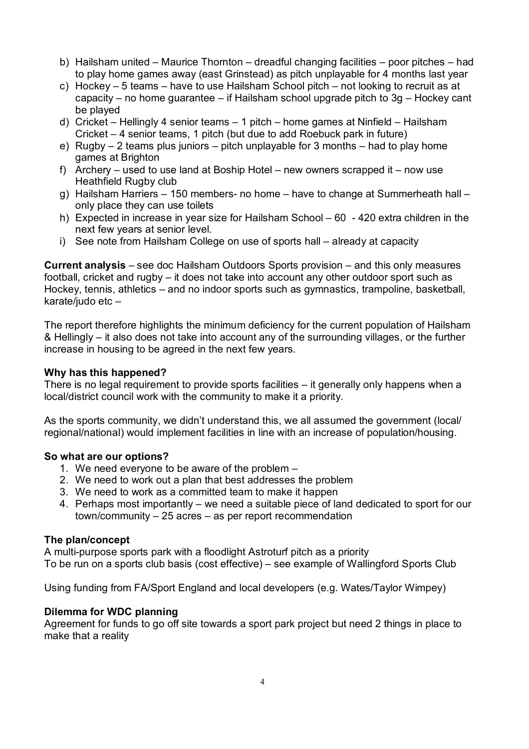b) Hailsham united – Maurice Thornton – dreadful changing facilities – poor pitches – had to play home games away (east Grinstead) as pitch unplayable for 4 months last year
c) Hockey – 5 teams – have to use Hailsham School pitch – not looking to recruit as at capacity – no home guarantee – if Hailsham school upgrade pitch to 3g – Hockey cant be played
d) Cricket – Hellingly 4 senior teams – 1 pitch – home games at Ninfield – Hailsham Cricket – 4 senior teams, 1 pitch (but due to add Roebuck park in future)
e) Rugby – 2 teams plus juniors – pitch unplayable for 3 months – had to play home games at Brighton
f) Archery – used to use land at Boship Hotel – new owners scrapped it – now use Heathfield Rugby club
g) Hailsham Harriers – 150 members- no home – have to change at Summerheath hall – only place they can use toilets
h) Expected in increase in year size for Hailsham School – 60 - 420 extra children in the next few years at senior level.
i) See note from Hailsham College on use of sports hall – already at capacity

**Current analysis** – see doc Hailsham Outdoors Sports provision – and this only measures football, cricket and rugby – it does not take into account any other outdoor sport such as Hockey, tennis, athletics – and no indoor sports such as gymnastics, trampoline, basketball, karate/judo etc –

The report therefore highlights the minimum deficiency for the current population of Hailsham & Hellingly – it also does not take into account any of the surrounding villages, or the further increase in housing to be agreed in the next few years.

**Why has this happened?**
There is no legal requirement to provide sports facilities – it generally only happens when a local/district council work with the community to make it a priority.

As the sports community, we didn't understand this, we all assumed the government (local/ regional/national) would implement facilities in line with an increase of population/housing.

**So what are our options?**

1. We need everyone to be aware of the problem –
2. We need to work out a plan that best addresses the problem
3. We need to work as a committed team to make it happen
4. Perhaps most importantly – we need a suitable piece of land dedicated to sport for our town/community – 25 acres – as per report recommendation

**The plan/concept**
A multi-purpose sports park with a floodlight Astroturf pitch as a priority
To be run on a sports club basis (cost effective) – see example of Wallingford Sports Club

Using funding from FA/Sport England and local developers (e.g. Wates/Taylor Wimpey)

**Dilemma for WDC planning**
Agreement for funds to go off site towards a sport park project but need 2 things in place to make that a reality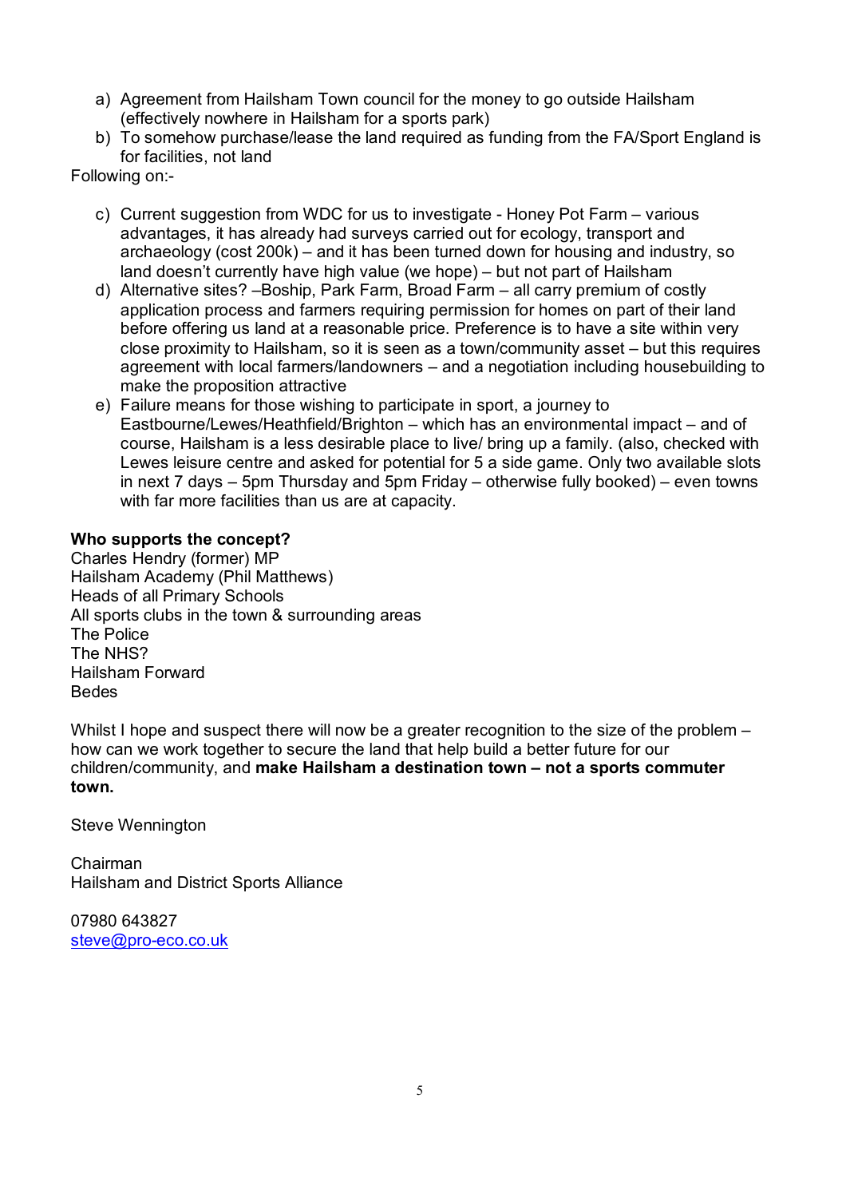a) Agreement from Hailsham Town council for the money to go outside Hailsham (effectively nowhere in Hailsham for a sports park)
b) To somehow purchase/lease the land required as funding from the FA/Sport England is for facilities, not land

Following on:-

c) Current suggestion from WDC for us to investigate - Honey Pot Farm – various advantages, it has already had surveys carried out for ecology, transport and archaeology (cost 200k) – and it has been turned down for housing and industry, so land doesn't currently have high value (we hope) – but not part of Hailsham
d) Alternative sites? –Boship, Park Farm, Broad Farm – all carry premium of costly application process and farmers requiring permission for homes on part of their land before offering us land at a reasonable price. Preference is to have a site within very close proximity to Hailsham, so it is seen as a town/community asset – but this requires agreement with local farmers/landowners – and a negotiation including housebuilding to make the proposition attractive
e) Failure means for those wishing to participate in sport, a journey to Eastbourne/Lewes/Heathfield/Brighton – which has an environmental impact – and of course, Hailsham is a less desirable place to live/ bring up a family. (also, checked with Lewes leisure centre and asked for potential for 5 a side game. Only two available slots in next 7 days – 5pm Thursday and 5pm Friday – otherwise fully booked) – even towns with far more facilities than us are at capacity.

**Who supports the concept?**
Charles Hendry (former) MP
Hailsham Academy (Phil Matthews)
Heads of all Primary Schools
All sports clubs in the town & surrounding areas
The Police
The NHS?
Hailsham Forward
Bedes

Whilst I hope and suspect there will now be a greater recognition to the size of the problem – how can we work together to secure the land that help build a better future for our children/community, and **make Hailsham a destination town – not a sports commuter town.**

Steve Wennington

Chairman
Hailsham and District Sports Alliance

07980 643827
steve@pro-eco.co.uk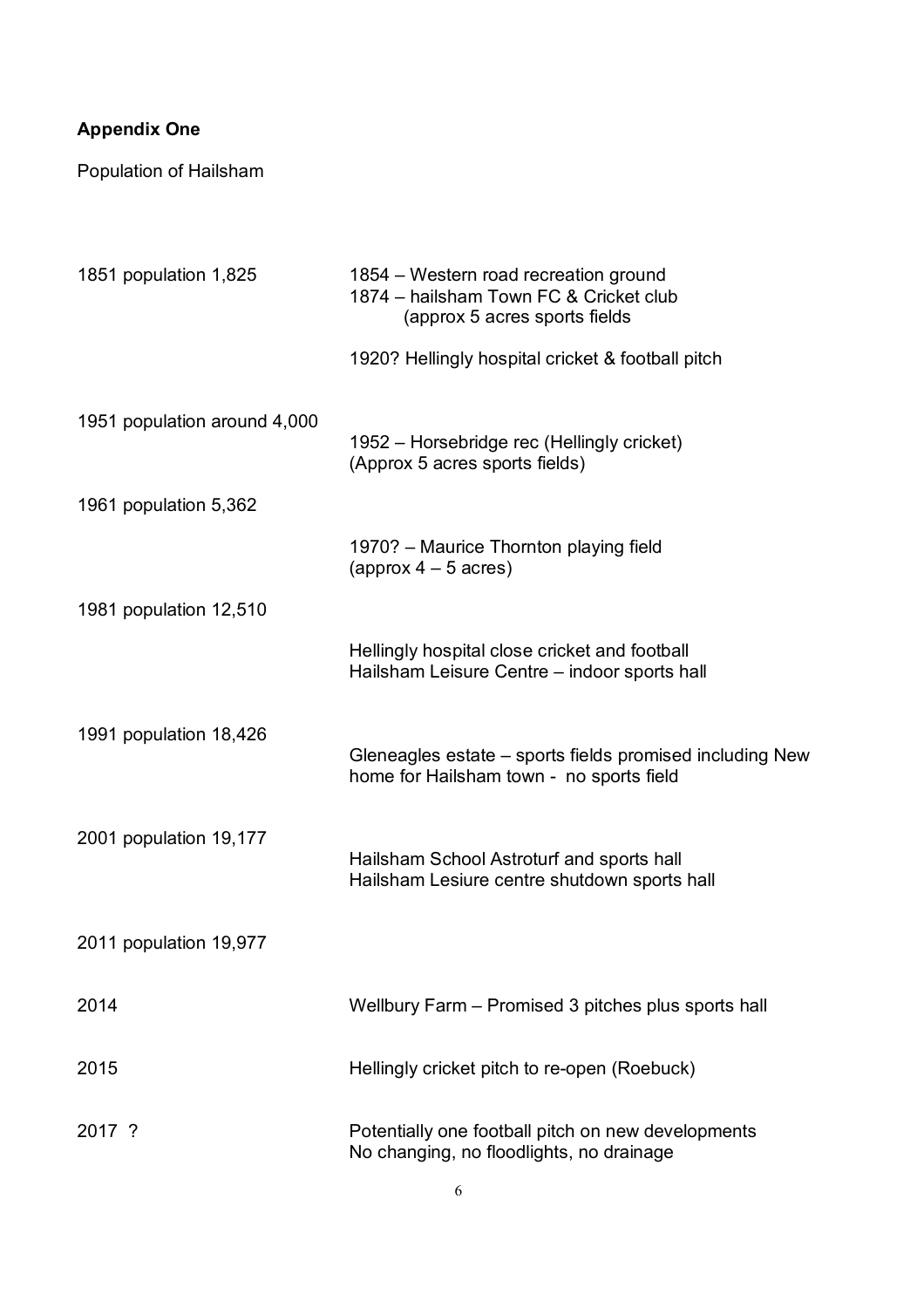**Appendix One**

Population of Hailsham

| | |
|---|---|
| 1851 population 1,825 | 1854 – Western road recreation ground<br>1874 – hailsham Town FC & Cricket club<br>(approx 5 acres sports fields<br><br>1920? Hellingly hospital cricket & football pitch |
| 1951 population around 4,000 | 1952 – Horsebridge rec (Hellingly cricket)<br>(Approx 5 acres sports fields) |
| 1961 population 5,362 | |
| | 1970? – Maurice Thornton playing field<br>(approx 4 – 5 acres) |
| 1981 population 12,510 | |
| | Hellingly hospital close cricket and football<br>Hailsham Leisure Centre – indoor sports hall |
| 1991 population 18,426 | Gleneagles estate – sports fields promised including New home for Hailsham town - no sports field |
| 2001 population 19,177 | Hailsham School Astroturf and sports hall<br>Hailsham Lesiure centre shutdown sports hall |
| 2011 population 19,977 | |
| 2014 | Wellbury Farm – Promised 3 pitches plus sports hall |
| 2015 | Hellingly cricket pitch to re-open (Roebuck) |
| 2017 ? | Potentially one football pitch on new developments<br>No changing, no floodlights, no drainage |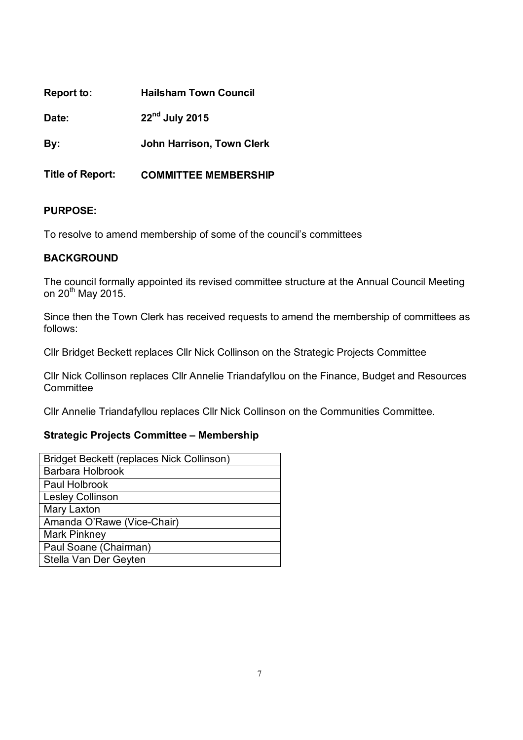**Report to:** Hailsham Town Council

**Date:** 22nd July 2015

**By:** John Harrison, Town Clerk

**Title of Report:** COMMITTEE MEMBERSHIP

**PURPOSE:**

To resolve to amend membership of some of the council's committees

**BACKGROUND**

The council formally appointed its revised committee structure at the Annual Council Meeting on 20th May 2015.

Since then the Town Clerk has received requests to amend the membership of committees as follows:

Cllr Bridget Beckett replaces Cllr Nick Collinson on the Strategic Projects Committee

Cllr Nick Collinson replaces Cllr Annelie Triandafyllou on the Finance, Budget and Resources Committee

Cllr Annelie Triandafyllou replaces Cllr Nick Collinson on the Communities Committee.

**Strategic Projects Committee – Membership**

| Bridget Beckett (replaces Nick Collinson) |
|---|
| Barbara Holbrook |
| Paul Holbrook |
| Lesley Collinson |
| Mary Laxton |
| Amanda O'Rawe (Vice-Chair) |
| Mark Pinkney |
| Paul Soane (Chairman) |
| Stella Van Der Geyten |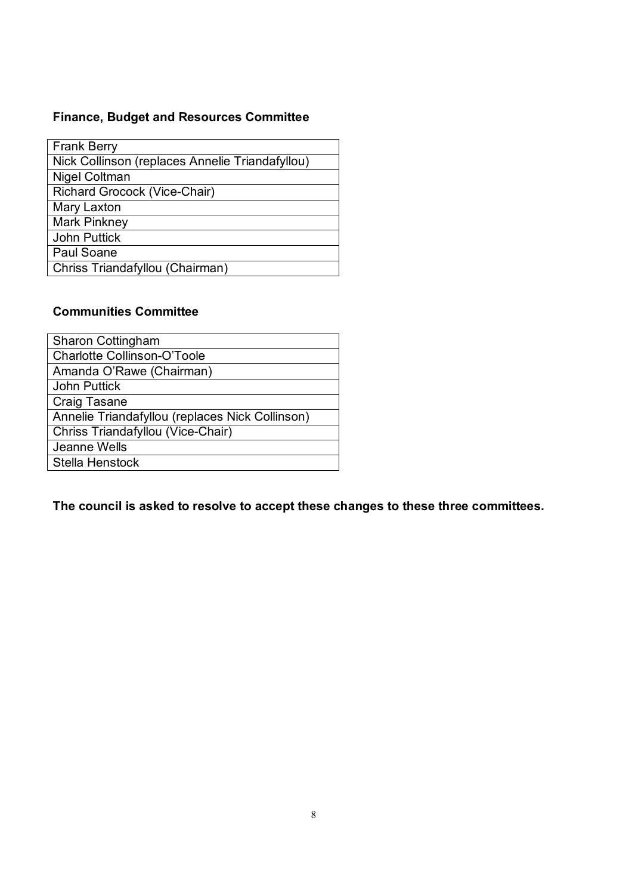**Finance, Budget and Resources Committee**

| Frank Berry |
| --- |
| Nick Collinson (replaces Annelie Triandafyllou) |
| Nigel Coltman |
| Richard Grocock (Vice-Chair) |
| Mary Laxton |
| Mark Pinkney |
| John Puttick |
| Paul Soane |
| Chriss Triandafyllou (Chairman) |

**Communities Committee**

| Sharon Cottingham |
| --- |
| Charlotte Collinson-O'Toole |
| Amanda O'Rawe (Chairman) |
| John Puttick |
| Craig Tasane |
| Annelie Triandafyllou (replaces Nick Collinson) |
| Chriss Triandafyllou (Vice-Chair) |
| Jeanne Wells |
| Stella Henstock |

**The council is asked to resolve to accept these changes to these three committees.**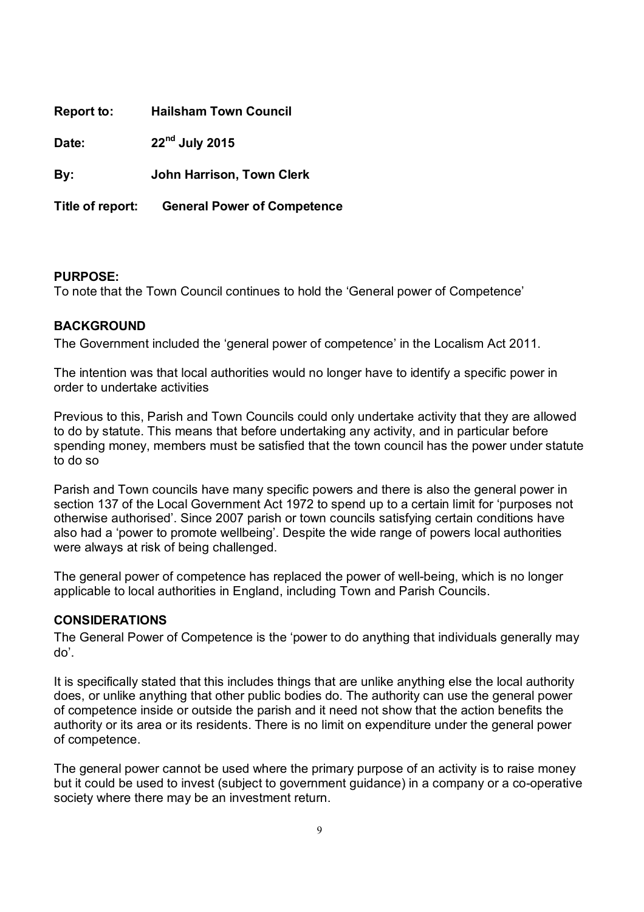**Report to:** **Hailsham Town Council**

**Date:** **22nd July 2015**

**By:** **John Harrison, Town Clerk**

**Title of report:** **General Power of Competence**

**PURPOSE:**
To note that the Town Council continues to hold the 'General power of Competence'

**BACKGROUND**
The Government included the 'general power of competence' in the Localism Act 2011.

The intention was that local authorities would no longer have to identify a specific power in order to undertake activities

Previous to this, Parish and Town Councils could only undertake activity that they are allowed to do by statute. This means that before undertaking any activity, and in particular before spending money, members must be satisfied that the town council has the power under statute to do so

Parish and Town councils have many specific powers and there is also the general power in section 137 of the Local Government Act 1972 to spend up to a certain limit for 'purposes not otherwise authorised'. Since 2007 parish or town councils satisfying certain conditions have also had a 'power to promote wellbeing'. Despite the wide range of powers local authorities were always at risk of being challenged.

The general power of competence has replaced the power of well-being, which is no longer applicable to local authorities in England, including Town and Parish Councils.

**CONSIDERATIONS**
The General Power of Competence is the 'power to do anything that individuals generally may do'.

It is specifically stated that this includes things that are unlike anything else the local authority does, or unlike anything that other public bodies do. The authority can use the general power of competence inside or outside the parish and it need not show that the action benefits the authority or its area or its residents. There is no limit on expenditure under the general power of competence.

The general power cannot be used where the primary purpose of an activity is to raise money but it could be used to invest (subject to government guidance) in a company or a co-operative society where there may be an investment return.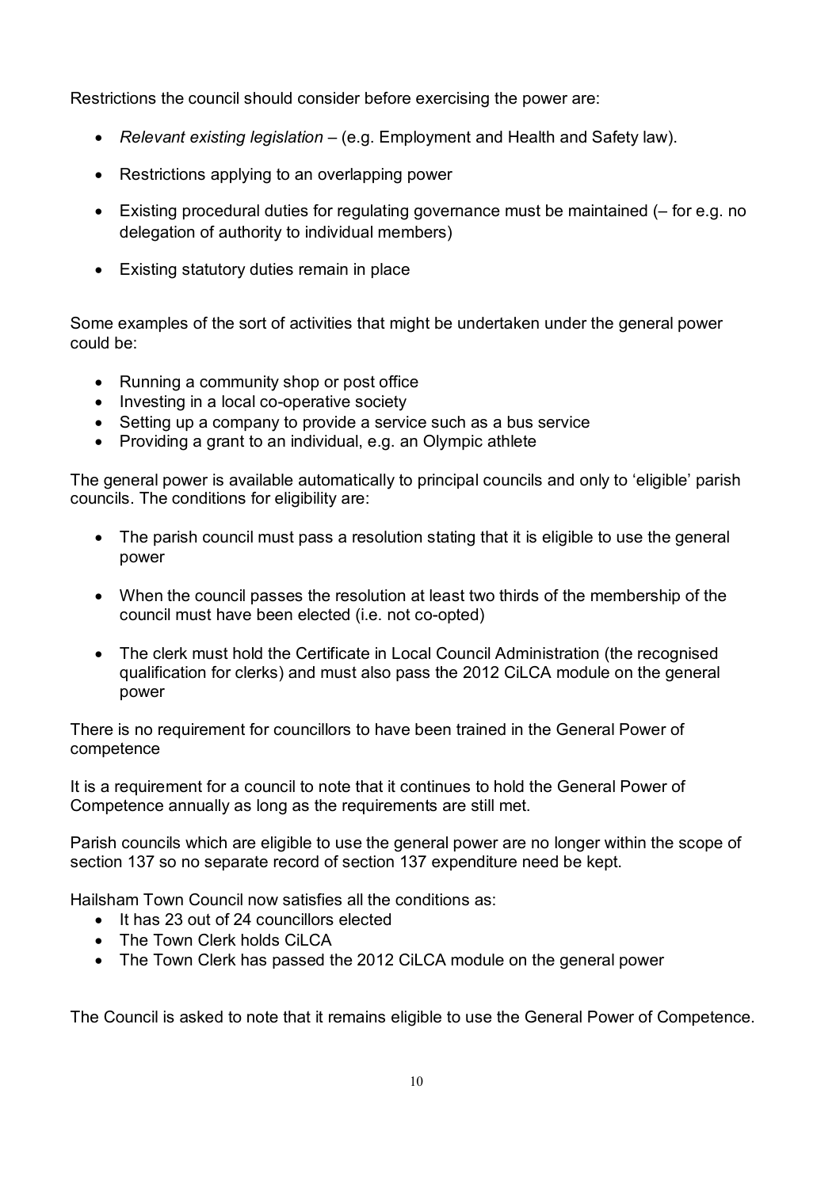Restrictions the council should consider before exercising the power are:

- *Relevant existing legislation* – (e.g. Employment and Health and Safety law).
- Restrictions applying to an overlapping power
- Existing procedural duties for regulating governance must be maintained (– for e.g. no delegation of authority to individual members)
- Existing statutory duties remain in place

Some examples of the sort of activities that might be undertaken under the general power could be:

- Running a community shop or post office
- Investing in a local co-operative society
- Setting up a company to provide a service such as a bus service
- Providing a grant to an individual, e.g. an Olympic athlete

The general power is available automatically to principal councils and only to 'eligible' parish councils. The conditions for eligibility are:

- The parish council must pass a resolution stating that it is eligible to use the general power
- When the council passes the resolution at least two thirds of the membership of the council must have been elected (i.e. not co-opted)
- The clerk must hold the Certificate in Local Council Administration (the recognised qualification for clerks) and must also pass the 2012 CiLCA module on the general power

There is no requirement for councillors to have been trained in the General Power of competence

It is a requirement for a council to note that it continues to hold the General Power of Competence annually as long as the requirements are still met.

Parish councils which are eligible to use the general power are no longer within the scope of section 137 so no separate record of section 137 expenditure need be kept.

Hailsham Town Council now satisfies all the conditions as:

- It has 23 out of 24 councillors elected
- The Town Clerk holds CiLCA
- The Town Clerk has passed the 2012 CiLCA module on the general power

The Council is asked to note that it remains eligible to use the General Power of Competence.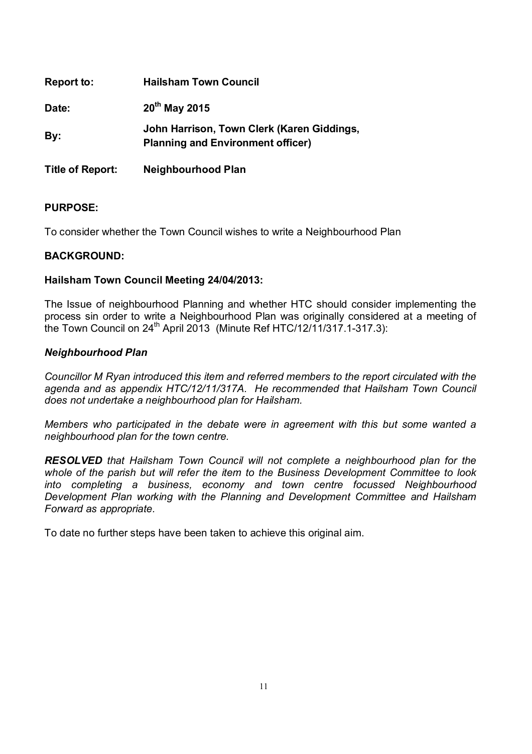**Report to:** **Hailsham Town Council**

**Date:** **20th May 2015**

**By:** **John Harrison, Town Clerk (Karen Giddings, Planning and Environment officer)**

**Title of Report:** **Neighbourhood Plan**

## PURPOSE:

To consider whether the Town Council wishes to write a Neighbourhood Plan

## BACKGROUND:

### Hailsham Town Council Meeting 24/04/2013:

The Issue of neighbourhood Planning and whether HTC should consider implementing the process sin order to write a Neighbourhood Plan was originally considered at a meeting of the Town Council on 24th April 2013 (Minute Ref HTC/12/11/317.1-317.3):

***Neighbourhood Plan***

*Councillor M Ryan introduced this item and referred members to the report circulated with the agenda and as appendix HTC/12/11/317A. He recommended that Hailsham Town Council does not undertake a neighbourhood plan for Hailsham.*

*Members who participated in the debate were in agreement with this but some wanted a neighbourhood plan for the town centre.*

***RESOLVED** that Hailsham Town Council will not complete a neighbourhood plan for the whole of the parish but will refer the item to the Business Development Committee to look into completing a business, economy and town centre focussed Neighbourhood Development Plan working with the Planning and Development Committee and Hailsham Forward as appropriate.*

To date no further steps have been taken to achieve this original aim.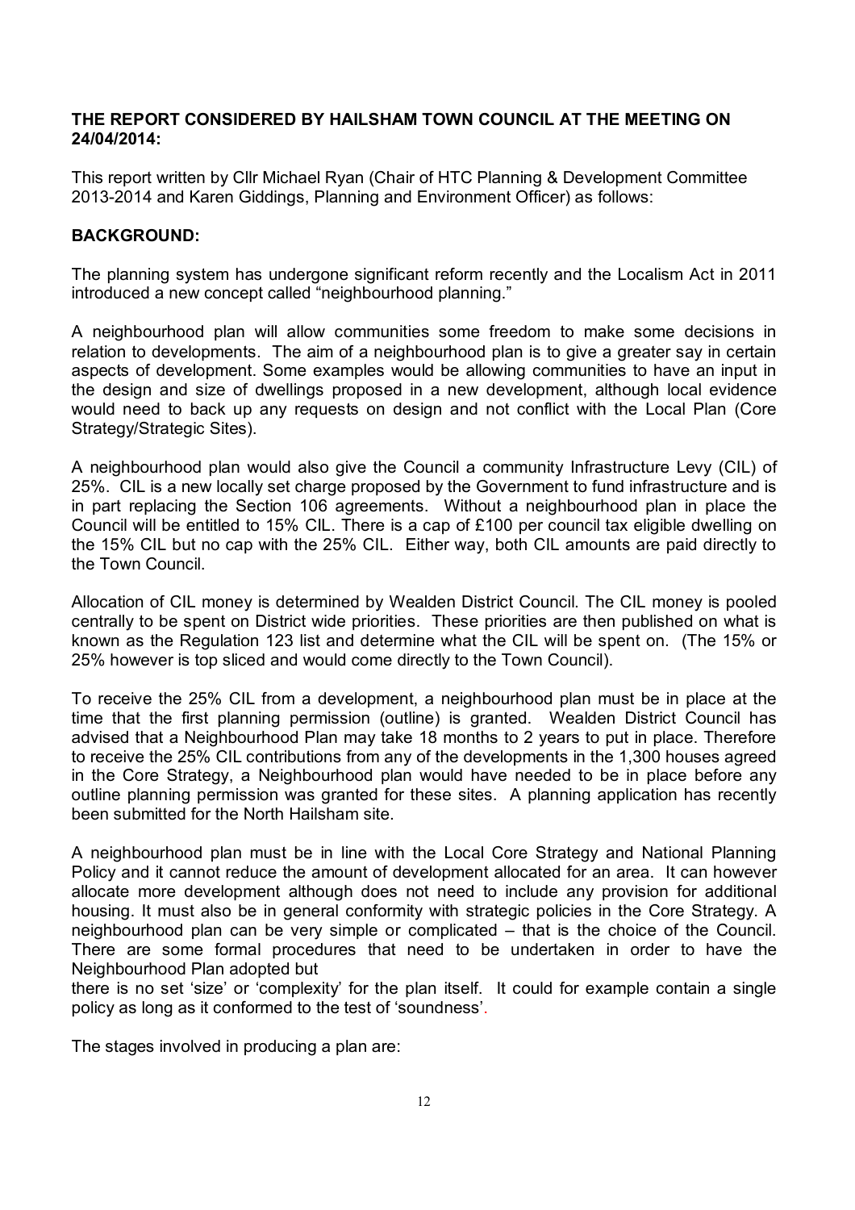**THE REPORT CONSIDERED BY HAILSHAM TOWN COUNCIL AT THE MEETING ON 24/04/2014:**

This report written by Cllr Michael Ryan (Chair of HTC Planning & Development Committee 2013-2014 and Karen Giddings, Planning and Environment Officer) as follows:

**BACKGROUND:**

The planning system has undergone significant reform recently and the Localism Act in 2011 introduced a new concept called "neighbourhood planning."

A neighbourhood plan will allow communities some freedom to make some decisions in relation to developments. The aim of a neighbourhood plan is to give a greater say in certain aspects of development. Some examples would be allowing communities to have an input in the design and size of dwellings proposed in a new development, although local evidence would need to back up any requests on design and not conflict with the Local Plan (Core Strategy/Strategic Sites).

A neighbourhood plan would also give the Council a community Infrastructure Levy (CIL) of 25%. CIL is a new locally set charge proposed by the Government to fund infrastructure and is in part replacing the Section 106 agreements. Without a neighbourhood plan in place the Council will be entitled to 15% CIL. There is a cap of £100 per council tax eligible dwelling on the 15% CIL but no cap with the 25% CIL. Either way, both CIL amounts are paid directly to the Town Council.

Allocation of CIL money is determined by Wealden District Council. The CIL money is pooled centrally to be spent on District wide priorities. These priorities are then published on what is known as the Regulation 123 list and determine what the CIL will be spent on. (The 15% or 25% however is top sliced and would come directly to the Town Council).

To receive the 25% CIL from a development, a neighbourhood plan must be in place at the time that the first planning permission (outline) is granted. Wealden District Council has advised that a Neighbourhood Plan may take 18 months to 2 years to put in place. Therefore to receive the 25% CIL contributions from any of the developments in the 1,300 houses agreed in the Core Strategy, a Neighbourhood plan would have needed to be in place before any outline planning permission was granted for these sites. A planning application has recently been submitted for the North Hailsham site.

A neighbourhood plan must be in line with the Local Core Strategy and National Planning Policy and it cannot reduce the amount of development allocated for an area. It can however allocate more development although does not need to include any provision for additional housing. It must also be in general conformity with strategic policies in the Core Strategy. A neighbourhood plan can be very simple or complicated – that is the choice of the Council. There are some formal procedures that need to be undertaken in order to have the Neighbourhood Plan adopted but there is no set 'size' or 'complexity' for the plan itself. It could for example contain a single policy as long as it conformed to the test of 'soundness'.

The stages involved in producing a plan are: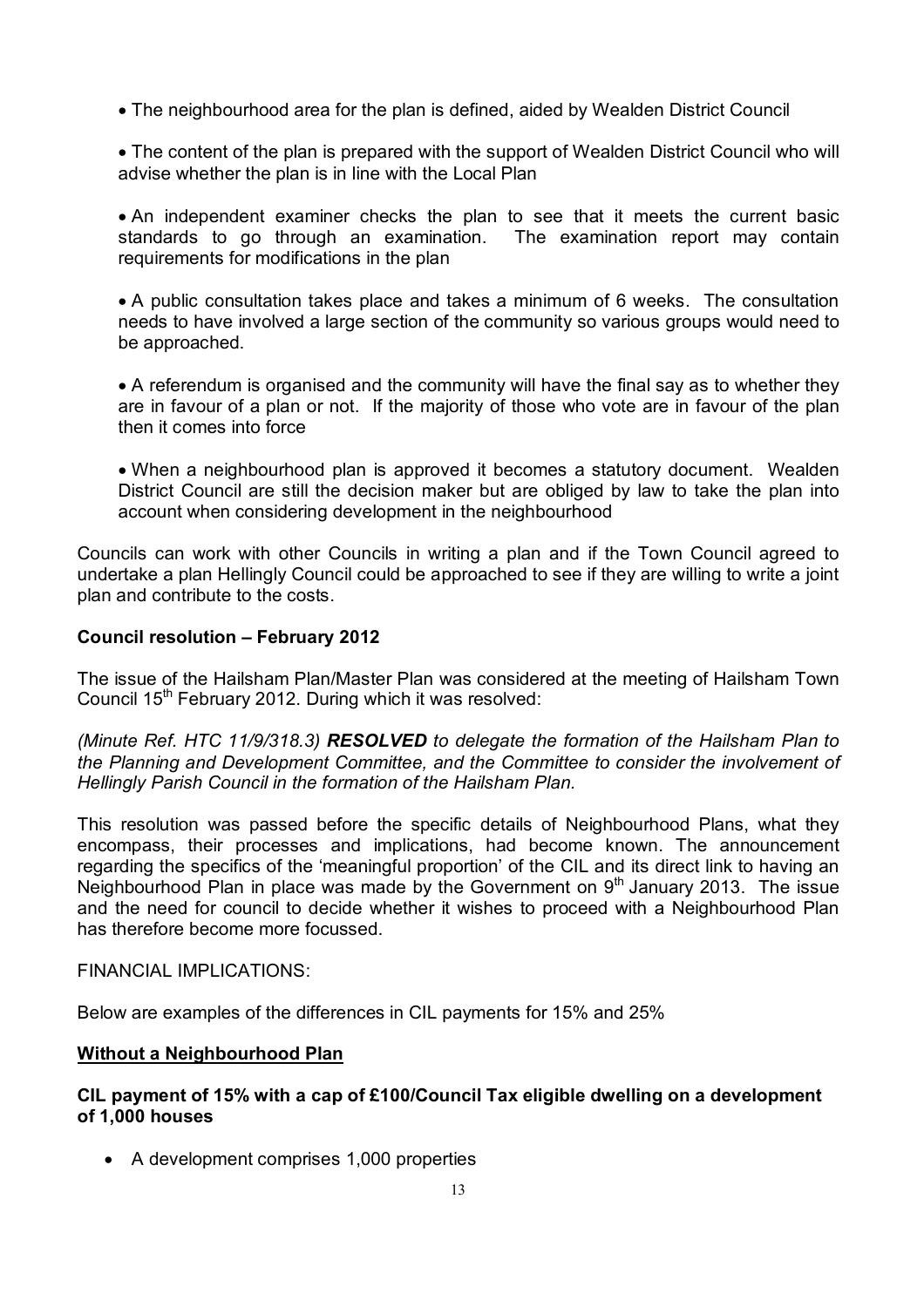- The neighbourhood area for the plan is defined, aided by Wealden District Council

- The content of the plan is prepared with the support of Wealden District Council who will advise whether the plan is in line with the Local Plan

- An independent examiner checks the plan to see that it meets the current basic standards to go through an examination. The examination report may contain requirements for modifications in the plan

- A public consultation takes place and takes a minimum of 6 weeks. The consultation needs to have involved a large section of the community so various groups would need to be approached.

- A referendum is organised and the community will have the final say as to whether they are in favour of a plan or not. If the majority of those who vote are in favour of the plan then it comes into force

- When a neighbourhood plan is approved it becomes a statutory document. Wealden District Council are still the decision maker but are obliged by law to take the plan into account when considering development in the neighbourhood

Councils can work with other Councils in writing a plan and if the Town Council agreed to undertake a plan Hellingly Council could be approached to see if they are willing to write a joint plan and contribute to the costs.

**Council resolution – February 2012**

The issue of the Hailsham Plan/Master Plan was considered at the meeting of Hailsham Town Council 15th February 2012. During which it was resolved:

*(Minute Ref. HTC 11/9/318.3)* ***RESOLVED*** *to delegate the formation of the Hailsham Plan to the Planning and Development Committee, and the Committee to consider the involvement of Hellingly Parish Council in the formation of the Hailsham Plan.*

This resolution was passed before the specific details of Neighbourhood Plans, what they encompass, their processes and implications, had become known. The announcement regarding the specifics of the 'meaningful proportion' of the CIL and its direct link to having an Neighbourhood Plan in place was made by the Government on 9th January 2013. The issue and the need for council to decide whether it wishes to proceed with a Neighbourhood Plan has therefore become more focussed.

FINANCIAL IMPLICATIONS:

Below are examples of the differences in CIL payments for 15% and 25%

**<u>Without a Neighbourhood Plan</u>**

**CIL payment of 15% with a cap of £100/Council Tax eligible dwelling on a development of 1,000 houses**

- A development comprises 1,000 properties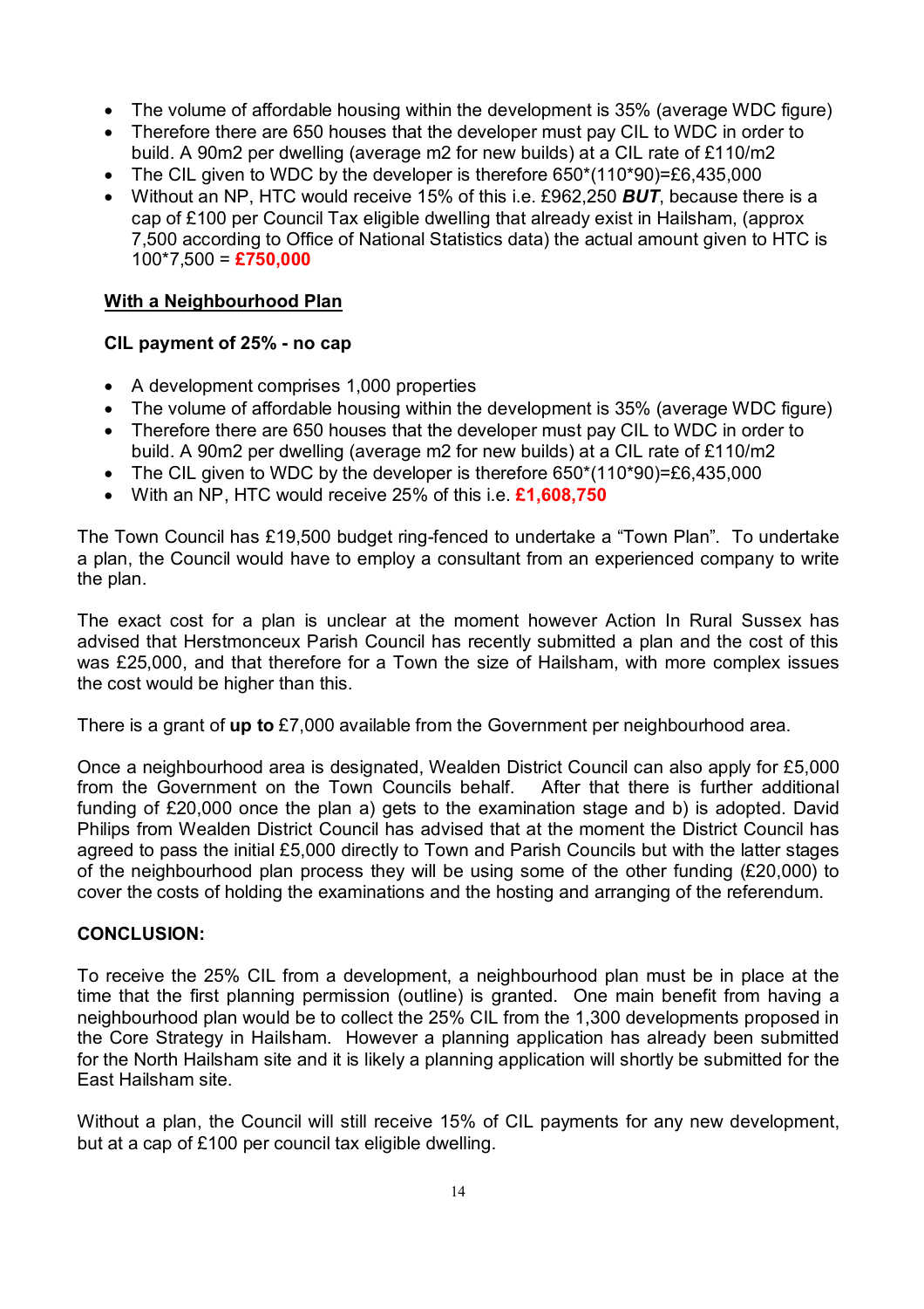- The volume of affordable housing within the development is 35% (average WDC figure)
- Therefore there are 650 houses that the developer must pay CIL to WDC in order to build. A 90m2 per dwelling (average m2 for new builds) at a CIL rate of £110/m2
- The CIL given to WDC by the developer is therefore 650*(110*90)=£6,435,000
- Without an NP, HTC would receive 15% of this i.e. £962,250 ***BUT***, because there is a cap of £100 per Council Tax eligible dwelling that already exist in Hailsham, (approx 7,500 according to Office of National Statistics data) the actual amount given to HTC is 100*7,500 = **£750,000**

**With a Neighbourhood Plan**

**CIL payment of 25% - no cap**

- A development comprises 1,000 properties
- The volume of affordable housing within the development is 35% (average WDC figure)
- Therefore there are 650 houses that the developer must pay CIL to WDC in order to build. A 90m2 per dwelling (average m2 for new builds) at a CIL rate of £110/m2
- The CIL given to WDC by the developer is therefore 650*(110*90)=£6,435,000
- With an NP, HTC would receive 25% of this i.e. **£1,608,750**

The Town Council has £19,500 budget ring-fenced to undertake a "Town Plan". To undertake a plan, the Council would have to employ a consultant from an experienced company to write the plan.

The exact cost for a plan is unclear at the moment however Action In Rural Sussex has advised that Herstmonceux Parish Council has recently submitted a plan and the cost of this was £25,000, and that therefore for a Town the size of Hailsham, with more complex issues the cost would be higher than this.

There is a grant of **up to** £7,000 available from the Government per neighbourhood area.

Once a neighbourhood area is designated, Wealden District Council can also apply for £5,000 from the Government on the Town Councils behalf. After that there is further additional funding of £20,000 once the plan a) gets to the examination stage and b) is adopted. David Philips from Wealden District Council has advised that at the moment the District Council has agreed to pass the initial £5,000 directly to Town and Parish Councils but with the latter stages of the neighbourhood plan process they will be using some of the other funding (£20,000) to cover the costs of holding the examinations and the hosting and arranging of the referendum.

**CONCLUSION:**

To receive the 25% CIL from a development, a neighbourhood plan must be in place at the time that the first planning permission (outline) is granted. One main benefit from having a neighbourhood plan would be to collect the 25% CIL from the 1,300 developments proposed in the Core Strategy in Hailsham. However a planning application has already been submitted for the North Hailsham site and it is likely a planning application will shortly be submitted for the East Hailsham site.

Without a plan, the Council will still receive 15% of CIL payments for any new development, but at a cap of £100 per council tax eligible dwelling.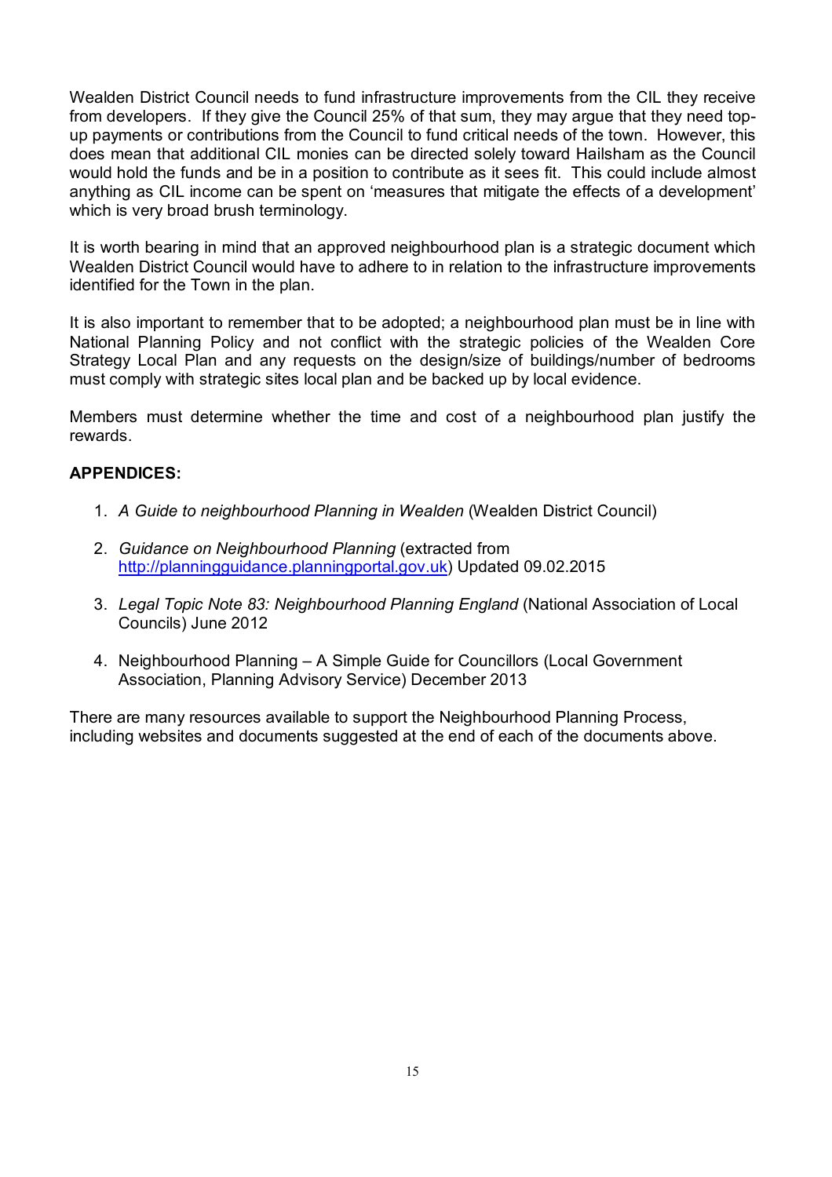Wealden District Council needs to fund infrastructure improvements from the CIL they receive from developers. If they give the Council 25% of that sum, they may argue that they need top-up payments or contributions from the Council to fund critical needs of the town. However, this does mean that additional CIL monies can be directed solely toward Hailsham as the Council would hold the funds and be in a position to contribute as it sees fit. This could include almost anything as CIL income can be spent on 'measures that mitigate the effects of a development' which is very broad brush terminology.

It is worth bearing in mind that an approved neighbourhood plan is a strategic document which Wealden District Council would have to adhere to in relation to the infrastructure improvements identified for the Town in the plan.

It is also important to remember that to be adopted; a neighbourhood plan must be in line with National Planning Policy and not conflict with the strategic policies of the Wealden Core Strategy Local Plan and any requests on the design/size of buildings/number of bedrooms must comply with strategic sites local plan and be backed up by local evidence.

Members must determine whether the time and cost of a neighbourhood plan justify the rewards.

**APPENDICES:**

1. *A Guide to neighbourhood Planning in Wealden* (Wealden District Council)

2. *Guidance on Neighbourhood Planning* (extracted from http://planningguidance.planningportal.gov.uk) Updated 09.02.2015

3. *Legal Topic Note 83: Neighbourhood Planning England* (National Association of Local Councils) June 2012

4. Neighbourhood Planning – A Simple Guide for Councillors (Local Government Association, Planning Advisory Service) December 2013

There are many resources available to support the Neighbourhood Planning Process, including websites and documents suggested at the end of each of the documents above.